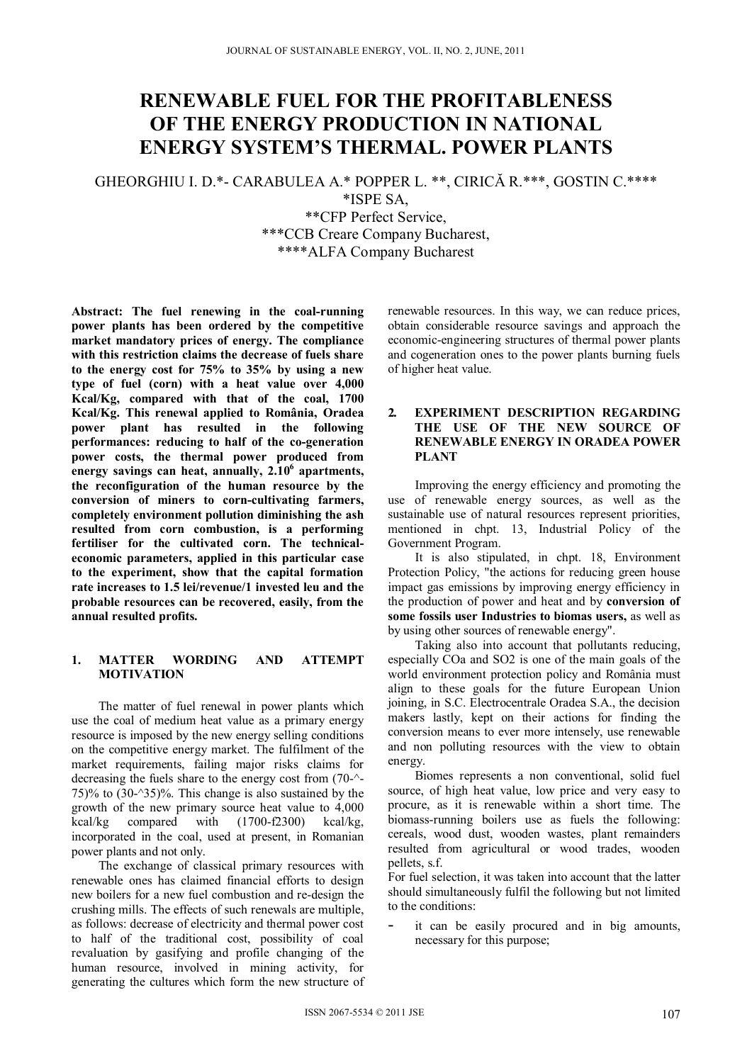# RENEWABLE FUEL FOR THE PROFITABLENESS OF THE ENERGY PRODUCTION IN NATIONAL ENERGY SYSTEM'S THERMAL. POWER PLANTS

GHEORGHIU I. D.*- CARABULEA A.* POPPER L. **, CIRICĂ R.***, GOSTIN C.****

*ISPE SA,

**CFP Perfect Service,

***CCB Creare Company Bucharest,

****ALFA Company Bucharest

**Abstract: The fuel renewing in the coal-running power plants has been ordered by the competitive market mandatory prices of energy. The compliance with this restriction claims the decrease of fuels share to the energy cost for 75% to 35% by using a new type of fuel (corn) with a heat value over 4,000 Kcal/Kg, compared with that of the coal, 1700 Kcal/Kg. This renewal applied to România, Oradea power plant has resulted in the following performances: reducing to half of the co-generation power costs, the thermal power produced from energy savings can heat, annually, $2.10^6$ apartments, the reconfiguration of the human resource by the conversion of miners to corn-cultivating farmers, completely environment pollution diminishing the ash resulted from corn combustion, is a performing fertiliser for the cultivated corn. The technical-economic parameters, applied in this particular case to the experiment, show that the capital formation rate increases to 1.5 lei/revenue/1 invested leu and the probable resources can be recovered, easily, from the annual resulted profits.**

## 1. MATTER WORDING AND ATTEMPT MOTIVATION

The matter of fuel renewal in power plants which use the coal of medium heat value as a primary energy resource is imposed by the new energy selling conditions on the competitive energy market. The fulfilment of the market requirements, failing major risks claims for decreasing the fuels share to the energy cost from (70-^-75)% to (30-^35)%. This change is also sustained by the growth of the new primary source heat value to 4,000 kcal/kg compared with (1700-f2300) kcal/kg, incorporated in the coal, used at present, in Romanian power plants and not only.

The exchange of classical primary resources with renewable ones has claimed financial efforts to design new boilers for a new fuel combustion and re-design the crushing mills. The effects of such renewals are multiple, as follows: decrease of electricity and thermal power cost to half of the traditional cost, possibility of coal revaluation by gasifying and profile changing of the human resource, involved in mining activity, for generating the cultures which form the new structure of renewable resources. In this way, we can reduce prices, obtain considerable resource savings and approach the economic-engineering structures of thermal power plants and cogeneration ones to the power plants burning fuels of higher heat value.

## 2. EXPERIMENT DESCRIPTION REGARDING THE USE OF THE NEW SOURCE OF RENEWABLE ENERGY IN ORADEA POWER PLANT

Improving the energy efficiency and promoting the use of renewable energy sources, as well as the sustainable use of natural resources represent priorities, mentioned in chpt. 13, Industrial Policy of the Government Program.

It is also stipulated, in chpt. 18, Environment Protection Policy, "the actions for reducing green house impact gas emissions by improving energy efficiency in the production of power and heat and by **conversion of some fossils user Industries to biomas users,** as well as by using other sources of renewable energy".

Taking also into account that pollutants reducing, especially COa and SO2 is one of the main goals of the world environment protection policy and România must align to these goals for the future European Union joining, in S.C. Electrocentrale Oradea S.A., the decision makers lastly, kept on their actions for finding the conversion means to ever more intensely, use renewable and non polluting resources with the view to obtain energy.

Biomes represents a non conventional, solid fuel source, of high heat value, low price and very easy to procure, as it is renewable within a short time. The biomass-running boilers use as fuels the following: cereals, wood dust, wooden wastes, plant remainders resulted from agricultural or wood trades, wooden pellets, s.f.

For fuel selection, it was taken into account that the latter should simultaneously fulfil the following but not limited to the conditions:

- it can be easily procured and in big amounts, necessary for this purpose;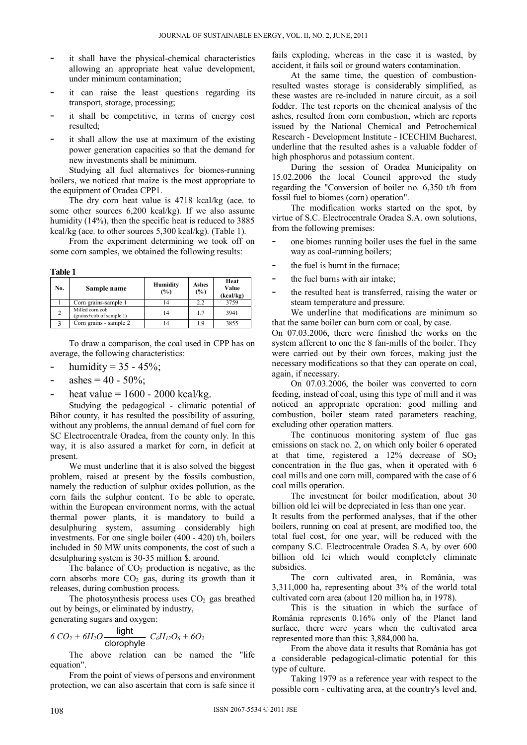- it shall have the physical-chemical characteristics allowing an appropriate heat value development, under minimum contamination;
- it can raise the least questions regarding its transport, storage, processing;
- it shall be competitive, in terms of energy cost resulted;
- it shall allow the use at maximum of the existing power generation capacities so that the demand for new investments shall be minimum.

Studying all fuel alternatives for biomes-running boilers, we noticed that maize is the most appropriate to the equipment of Oradea CPP1.

The dry corn heat value is 4718 kcal/kg (acc. to some other sources 6,200 kcal/kg). If we also assume humidity (14%), then the specific heat is reduced to 3885 kcal/kg (acc. to other sources 5,300 kcal/kg). (Table 1).

From the experiment determining we took off on some corn samples, we obtained the following results:

**Table 1**

| No. | Sample name | Humidity (%) | Ashes (%) | Heat Value (kcal/kg) |
|---|---|---|---|---|
| 1 | Corn grains-sample 1 | 14 | 2.2 | 3759 |
| 2 | Milled corn cob (grains+cob of sample 1) | 14 | 1.7 | 3941 |
| 3 | Corn grains - sample 2 | 14 | 1.9 | 3855 |

To draw a comparison, the coal used in CPP has on average, the following characteristics:

- humidity = 35 - 45%;
- ashes = 40 - 50%;
- heat value = 1600 - 2000 kcal/kg.

Studying the pedagogical - climatic potential of Bihor county, it has resulted the possibility of assuring, without any problems, the annual demand of fuel corn for SC Electrocentrale Oradea, from the county only. In this way, it is also assured a market for corn, in deficit at present.

We must underline that it is also solved the biggest problem, raised at present by the fossils combustion, namely the reduction of sulphur oxides pollution, as the corn fails the sulphur content. To be able to operate, within the European environment norms, with the actual thermal power plants, it is mandatory to build a desulphuring system, assuming considerably high investments. For one single boiler (400 - 420) t/h, boilers included in 50 MW units components, the cost of such a desulphuring system is 30-35 million $, around.

The balance of $CO_2$ production is negative, as the corn absorbs more $CO_2$ gas, during its growth than it releases, during combustion process.

The photosynthesis process uses $CO_2$ gas breathed out by beings, or eliminated by industry, generating sugars and oxygen:

$$6\,CO_2 + 6H_2O \xrightarrow[\text{clorophyle}]{\text{light}} C_6H_{12}O_6 + 6O_2$$

The above relation can be named the "life equation".

From the point of views of persons and environment protection, we can also ascertain that corn is safe since it fails exploding, whereas in the case it is wasted, by accident, it fails soil or ground waters contamination.

At the same time, the question of combustion-resulted wastes storage is considerably simplified, as these wastes are re-included in nature circuit, as a soil fodder. The test reports on the chemical analysis of the ashes, resulted from corn combustion, which are reports issued by the National Chemical and Petrochemical Research - Development Institute - ICECHIM Bucharest, underline that the resulted ashes is a valuable fodder of high phosphorus and potassium content.

During the session of Oradea Municipality on 15.02.2006 the local Council approved the study regarding the "Conversion of boiler no. 6,350 t/h from fossil fuel to biomes (corn) operation".

The modification works started on the spot, by virtue of S.C. Electrocentrale Oradea S.A. own solutions, from the following premises:

- one biomes running boiler uses the fuel in the same way as coal-running boilers;
- the fuel is burnt in the furnace;
- the fuel burns with air intake;
- the resulted heat is transferred, raising the water or steam temperature and pressure.

We underline that modifications are minimum so that the same boiler can burn corn or coal, by case.

On 07.03.2006, there were finished the works on the system afferent to one the 8 fan-mills of the boiler. They were carried out by their own forces, making just the necessary modifications so that they can operate on coal, again, if necessary.

On 07.03.2006, the boiler was converted to corn feeding, instead of coal, using this type of mill and it was noticed an appropriate operation: good milling and combustion, boiler steam rated parameters reaching, excluding other operation matters.

The continuous monitoring system of flue gas emissions on stack no. 2, on which only boiler 6 operated at that time, registered a 12% decrease of $SO_2$ concentration in the flue gas, when it operated with 6 coal mills and one corn mill, compared with the case of 6 coal mills operation.

The investment for boiler modification, about 30 billion old lei will be depreciated in less than one year.

It results from the performed analyses, that if the other boilers, running on coal at present, are modified too, the total fuel cost, for one year, will be reduced with the company S.C. Electrocentrale Oradea S.A, by over 600 billion old lei which would completely eliminate subsidies.

The corn cultivated area, in România, was 3,311,000 ha, representing about 3% of the world total cultivated corn area (about 120 million ha, in 1978).

This is the situation in which the surface of România represents 0.16% only of the Planet land surface, there were years when the cultivated area represented more than this: 3,884,000 ha.

From the above data it results that România has got a considerable pedagogical-climatic potential for this type of culture.

Taking 1979 as a reference year with respect to the possible corn - cultivating area, at the country's level and,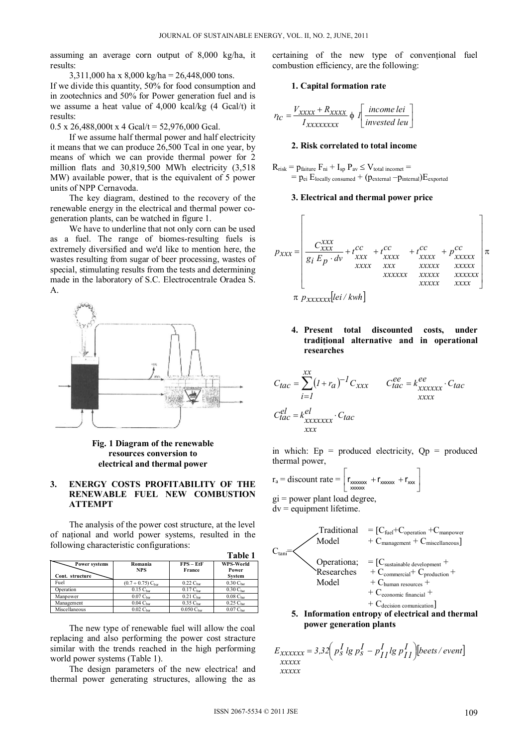assuming an average corn output of 8,000 kg/ha, it results:

3,311,000 ha x 8,000 kg/ha = 26,448,000 tons.

If we divide this quantity, 50% for food consumption and in zootechnics and 50% for Power generation fuel and is we assume a heat value of 4,000 kcal/kg (4 Gcal/t) it results:

0.5 x 26,488,000t x 4 Gcal/t = 52,976,000 Gcal.

If we assume half thermal power and half electricity it means that we can produce 26,500 Tcal in one year, by means of which we can provide thermal power for 2 million flats and 30,819,500 MWh electricity (3,518 MW) available power, that is the equivalent of 5 power units of NPP Cernavoda.

The key diagram, destined to the recovery of the renewable energy in the electrical and thermal power co-generation plants, can be watched in figure 1.

We have to underline that not only corn can be used as a fuel. The range of biomes-resulting fuels is extremely diversified and we'd like to mention here, the wastes resulting from sugar of beer processing, wastes of special, stimulating results from the tests and determining made in the laboratory of S.C. Electrocentrale Oradea S. A.

**Fig. 1 Diagram of the renewable resources conversion to electrical and thermal power**

## 3. ENERGY COSTS PROFITABILITY OF THE RENEWABLE FUEL NEW COMBUSTION ATTEMPT

The analysis of the power cost structure, at the level of național and world power systems, resulted in the following characteristic configurations:

**Table 1**

| Cont. structure \ Power systems | Romania NPS | FPS – EtF France | WPS-World Power System |
|---|---|---|---|
| Fuel | $(0.7 \div 0.75)\ C_{bar}$ | $0.22\ C_{bar}$ | $0.30\ C_{bar}$ |
| Operation | $0.15\ C_{bar}$ | $0.17\ C_{bar}$ | $0.30\ C_{bar}$ |
| Manpower | $0.07\ C_{bar}$ | $0.21\ C_{bar}$ | $0.08\ C_{bar}$ |
| Management | $0.04\ C_{bar}$ | $0.35\ C_{bar}$ | $0.25\ C_{bar}$ |
| Miscellaneous | $0.02\ C_{bar}$ | $0.050\ C_{bar}$ | $0.07\ C_{bar}$ |

The new type of renewable fuel will allow the coal replacing and also performing the power cost stracture similar with the trends reached in the high performing world power systems (Table 1).

The design parameters of the new electrica! and thermal power generating structures, allowing the as certaining of the new type of convențional fuel combustion efficiency, are the following:

**1. Capital formation rate**

$$r_{tc} = \frac{V_{xxxx} + R_{xxxx}}{I_{xxxxxxxx}} \ \phi \ I \left[ \frac{income\ lei}{invested\ leu} \right]$$

**2. Risk correlated to total income**

$$R_{risk} = p_{failure}\ F_{ni} + I_{sp}\ P_{av} \leq V_{total\ incomet} = p_{ei}\ E_{locally\ consumed} + (p_{external} - p_{internal})E_{exported}$$

**3. Electrical and thermal power price**

$$p_{xxx} = \left[ \frac{C_{xxx}^{xxx}}{g_i\ E_p \cdot dv} + t_{\substack{xxx \\ xxxx}}^{cc} + t_{\substack{xxxx \\ xxx \\ xxxxxx}}^{cc} + t_{\substack{xxxx \\ xxxxx \\ xxxxx \\ xxxxx}}^{cc} + p_{\substack{xxxxx \\ xxxxx \\ xxxxxx \\ xxxx}}^{cc} \right] \pi$$

$$\pi\ p_{xxxxxx}[lei/kwh]$$

**4. Present total discounted costs, under tradițional alternative and in operational researches**

$$C_{tac} = \sum_{i=1}^{xx} (1 + r_a)^{-1} C_{xxx} \qquad C_{tac}^{ee} = k_{\substack{xxxxxx \\ xxxx}}^{ee} \cdot C_{tac}$$

$$C_{tac}^{el} = k_{\substack{xxxxxxx \\ xxx}}^{el} \cdot C_{tac}$$

in which: Ep = produced electricity, Qp = produced thermal power,

$r_a$ = discount rate = $\left[ r_{\substack{xxxxxxx \\ xxxxxx}} + r_{xxxxxx} + r_{xxx} \right]$

gi = power plant load degree,
dv = equipment lifetime.

$C_{tani}$ =
- Traditional Model $= [C_{fuel} + C_{operation} + C_{manpower} + C_{management} + C_{miscellaneous}]$
- Operationa; Researches Model $= [C_{sustainable\ development} + C_{commercial} + C_{production} + C_{human\ resources} + C_{economic\ financial} + C_{decision\ comunication}]$

**5. Information entropy of electrical and thermal power generation plants**

$$E_{\substack{xxxxxx \\ xxxxx \\ xxxxx}} = 3{,}32 \left( p_S^I \lg p_S^I - p_{II}^I \lg p_{II}^I \right) [beets/event]$$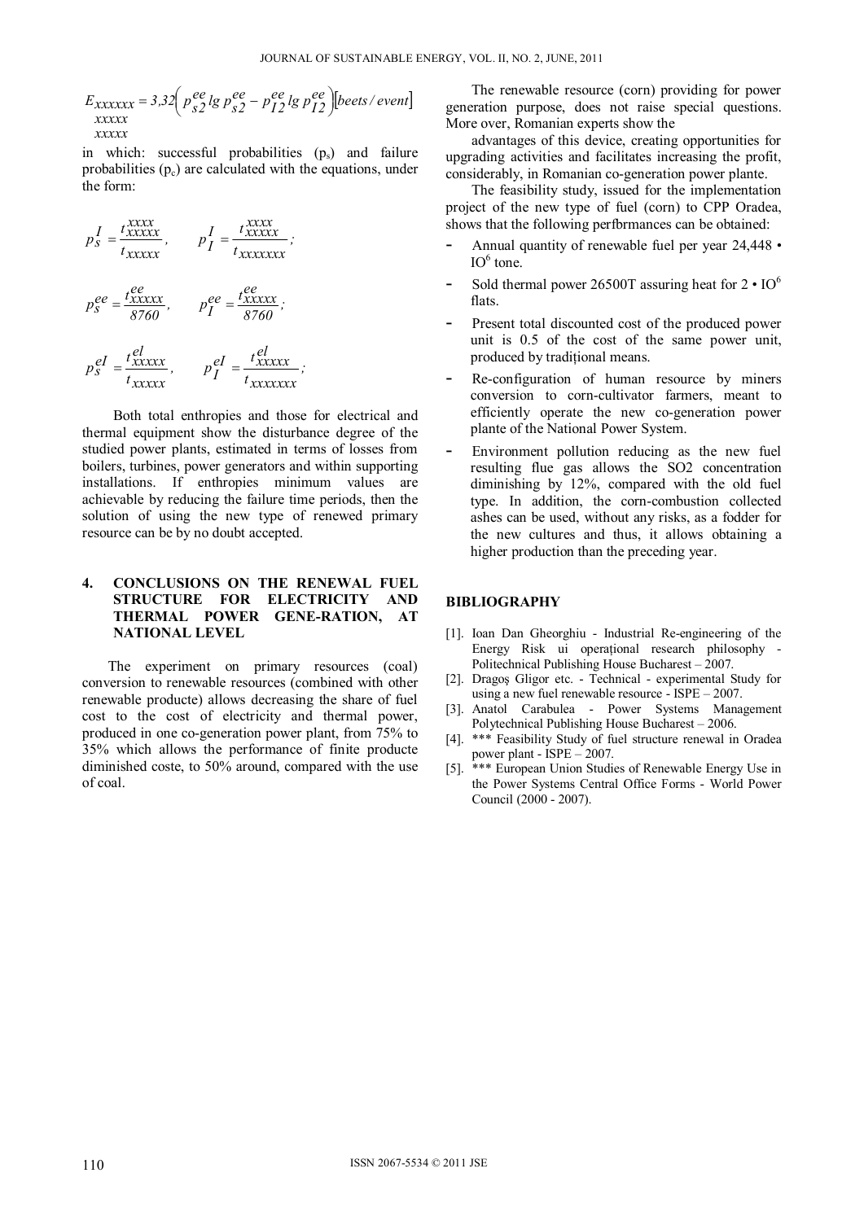$$E_{\substack{xxxxxx \\ xxxxx \\ xxxxx}} = 3{,}32\left( p_{s2}^{ee} \lg p_{s2}^{ee} - p_{I2}^{ee} \lg p_{I2}^{ee} \right)\left[beets/event\right]$$

in which: successful probabilities ($p_s$) and failure probabilities ($p_c$) are calculated with the equations, under the form:

$$p_S^I = \frac{t_{xxxxx}^{xxxx}}{t_{xxxxx}}, \qquad p_I^I = \frac{t_{xxxxx}^{xxxx}}{t_{xxxxxxx}};$$

$$p_S^{ee} = \frac{t_{xxxxx}^{ee}}{8760}, \qquad p_I^{ee} = \frac{t_{xxxxx}^{ee}}{8760};$$

$$p_S^{eI} = \frac{t_{xxxxx}^{el}}{t_{xxxxx}}, \qquad p_I^{eI} = \frac{t_{xxxxx}^{el}}{t_{xxxxxxx}};$$

Both total enthropies and those for electrical and thermal equipment show the disturbance degree of the studied power plants, estimated in terms of losses from boilers, turbines, power generators and within supporting installations. If enthropies minimum values are achievable by reducing the failure time periods, then the solution of using the new type of renewed primary resource can be by no doubt accepted.

## 4. CONCLUSIONS ON THE RENEWAL FUEL STRUCTURE FOR ELECTRICITY AND THERMAL POWER GENE-RATION, AT NATIONAL LEVEL

The experiment on primary resources (coal) conversion to renewable resources (combined with other renewable producte) allows decreasing the share of fuel cost to the cost of electricity and thermal power, produced in one co-generation power plant, from 75% to 35% which allows the performance of finite producte diminished coste, to 50% around, compared with the use of coal.

The renewable resource (corn) providing for power generation purpose, does not raise special questions. More over, Romanian experts show the

advantages of this device, creating opportunities for upgrading activities and facilitates increasing the profit, considerably, in Romanian co-generation power plante.

The feasibility study, issued for the implementation project of the new type of fuel (corn) to CPP Oradea, shows that the following perfbrmances can be obtained:

- Annual quantity of renewable fuel per year 24,448 • IO$^6$ tone.
- Sold thermal power 26500T assuring heat for 2 • IO$^6$ flats.
- Present total discounted cost of the produced power unit is 0.5 of the cost of the same power unit, produced by tradițional means.
- Re-configuration of human resource by miners conversion to corn-cultivator farmers, meant to efficiently operate the new co-generation power plante of the National Power System.
- Environment pollution reducing as the new fuel resulting flue gas allows the SO2 concentration diminishing by 12%, compared with the old fuel type. In addition, the corn-combustion collected ashes can be used, without any risks, as a fodder for the new cultures and thus, it allows obtaining a higher production than the preceding year.

## BIBLIOGRAPHY

[1]. Ioan Dan Gheorghiu - Industrial Re-engineering of the Energy Risk ui operațional research philosophy - Politechnical Publishing House Bucharest – 2007.

[2]. Dragoș Gligor etc. - Technical - experimental Study for using a new fuel renewable resource - ISPE – 2007.

[3]. Anatol Carabulea - Power Systems Management Polytechnical Publishing House Bucharest – 2006.

[4]. *** Feasibility Study of fuel structure renewal in Oradea power plant - ISPE – 2007.

[5]. *** European Union Studies of Renewable Energy Use in the Power Systems Central Office Forms - World Power Council (2000 - 2007).